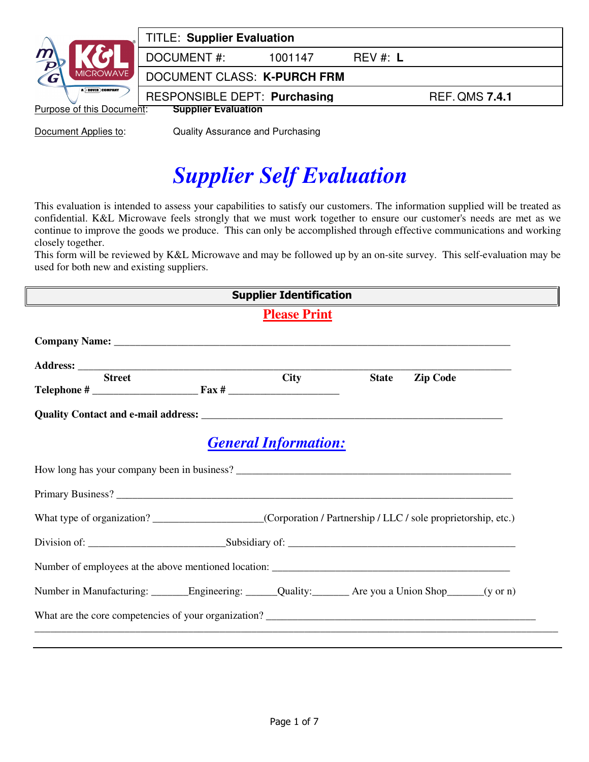| | TITLE: **Supplier Evaluation** | | |
|---|---|---|---|
| | DOCUMENT #: 1001147 | REV #: **L** | |
| | DOCUMENT CLASS: **K-PURCH FRM** | | |
| | RESPONSIBLE DEPT: **Purchasing** | | REF. QMS **7.4.1** |

Purpose of this Document: **Supplier Evaluation**

Document Applies to: Quality Assurance and Purchasing

# *Supplier Self Evaluation*

This evaluation is intended to assess your capabilities to satisfy our customers. The information supplied will be treated as confidential. K&L Microwave feels strongly that we must work together to ensure our customer's needs are met as we continue to improve the goods we produce. This can only be accomplished through effective communications and working closely together.
This form will be reviewed by K&L Microwave and may be followed up by an on-site survey. This self-evaluation may be used for both new and existing suppliers.

## Supplier Identification

**Please Print**

**Company Name:** ___________________________________________________________________________

**Address:** _______________________________________________________________________________
**Street** **City** **State** **Zip Code**

**Telephone #** ____________________ **Fax #** _____________________

**Quality Contact and e-mail address:** _________________________________________________________

## *General Information:*

How long has your company been in business? ____________________________________________________

Primary Business? ___________________________________________________________________________

What type of organization? ____________________(Corporation / Partnership / LLC / sole proprietorship, etc.)

Division of: _________________________Subsidiary of: _____________________________________________

Number of employees at the above mentioned location: ______________________________________________

Number in Manufacturing: _______Engineering: ______Quality:_______ Are you a Union Shop_______(y or n)

What are the core competencies of your organization? ___________________________________________________
______________________________________________________________________________________________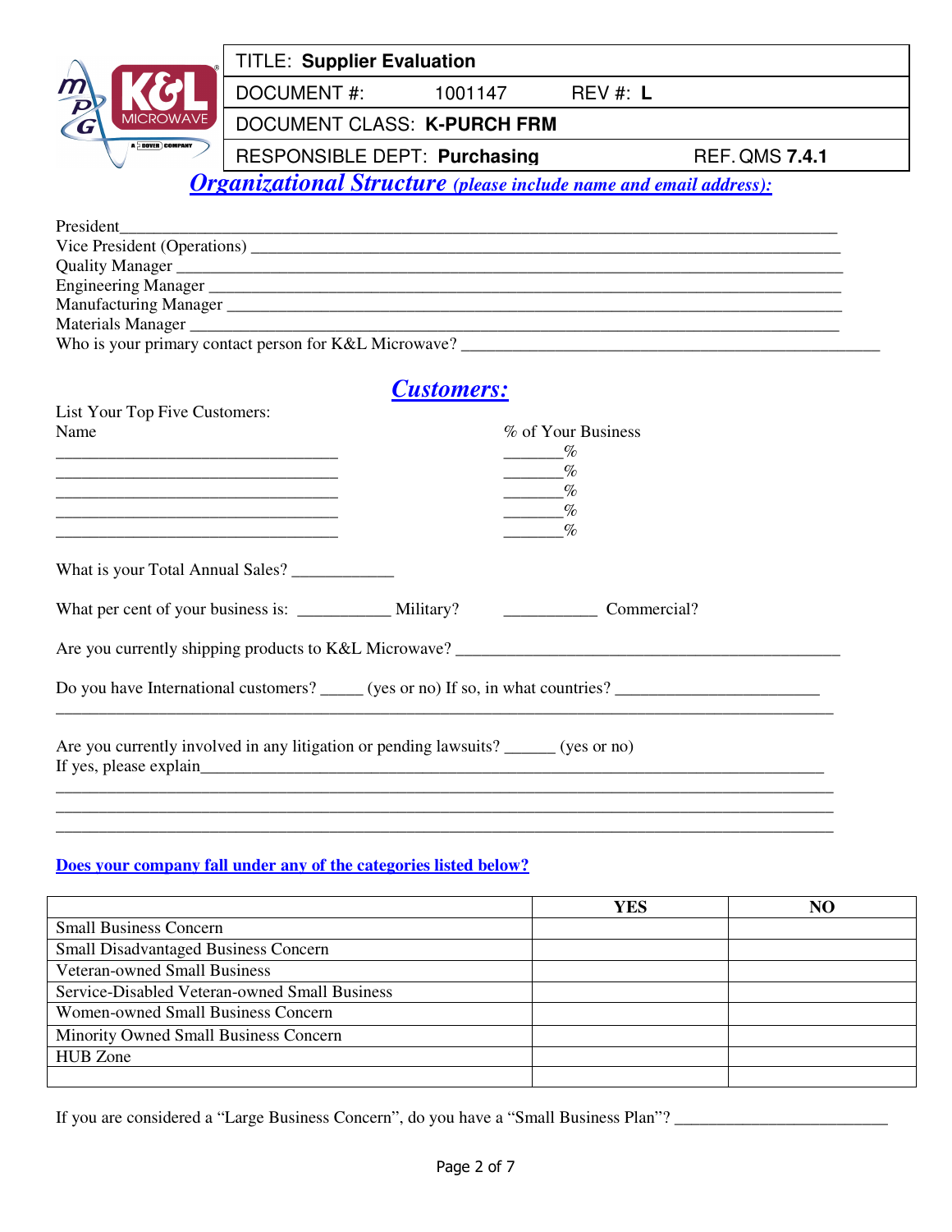| TITLE: **Supplier Evaluation** | |
|---|---|
| DOCUMENT #: 1001147 | REV #: **L** |
| DOCUMENT CLASS: **K-PURCH FRM** | |
| RESPONSIBLE DEPT: **Purchasing** | REF. QMS **7.4.1** |

## *Organizational Structure* *(please include name and email address):*

President_______________________________________________________________________________

Vice President (Operations) ______________________________________________________________

Quality Manager ________________________________________________________________________

Engineering Manager _____________________________________________________________________

Manufacturing Manager ___________________________________________________________________

Materials Manager _______________________________________________________________________

Who is your primary contact person for K&L Microwave? _________________________________________________

## *Customers:*

List Your Top Five Customers:

| Name | % of Your Business |
|---|---|
| ________________________________ | _______% |
| ________________________________ | _______% |
| ________________________________ | _______% |
| ________________________________ | _______% |
| ________________________________ | _______% |

What is your Total Annual Sales? ____________

What per cent of your business is: ___________ Military? ___________ Commercial?

Are you currently shipping products to K&L Microwave? _____________________________________________

Do you have International customers? _____ (yes or no) If so, in what countries? _______________________
_____________________________________________________________________________________

Are you currently involved in any litigation or pending lawsuits? ______ (yes or no)

If yes, please explain___________________________________________________________________________
_____________________________________________________________________________________
_____________________________________________________________________________________
_____________________________________________________________________________________

**Does your company fall under any of the categories listed below?**

| | YES | NO |
|---|---|---|
| Small Business Concern | | |
| Small Disadvantaged Business Concern | | |
| Veteran-owned Small Business | | |
| Service-Disabled Veteran-owned Small Business | | |
| Women-owned Small Business Concern | | |
| Minority Owned Small Business Concern | | |
| HUB Zone | | |
| | | |

If you are considered a "Large Business Concern", do you have a "Small Business Plan"? _________________________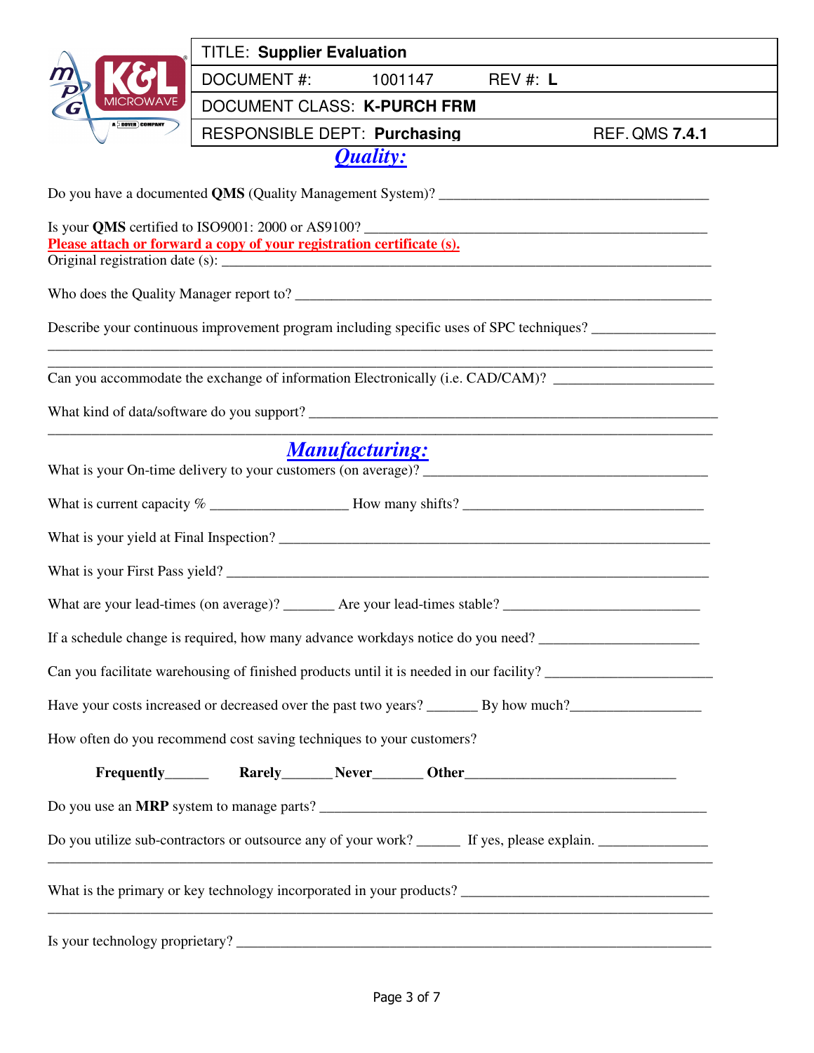| TITLE: **Supplier Evaluation** | |
|---|---|
| DOCUMENT #: 1001147 | REV #: **L** |
| DOCUMENT CLASS: **K-PURCH FRM** | |
| RESPONSIBLE DEPT: **Purchasing** | REF. QMS **7.4.1** |

## ***Quality:***

Do you have a documented **QMS** (Quality Management System)? ______________________________________

Is your **QMS** certified to ISO9001: 2000 or AS9100? _______________________________________________
**Please attach or forward a copy of your registration certificate (s).**
Original registration date (s): _______________________________________________________________________

Who does the Quality Manager report to? _____________________________________________________________

Describe your continuous improvement program including specific uses of SPC techniques? ________________
____________________________________________________________________________________________
____________________________________________________________________________________________

Can you accommodate the exchange of information Electronically (i.e. CAD/CAM)? _____________________

What kind of data/software do you support? _________________________________________________________
____________________________________________________________________________________________

## ***Manufacturing:***

What is your On-time delivery to your customers (on average)? ________________________________________

What is current capacity % __________________ How many shifts? _________________________________

What is your yield at Final Inspection? _____________________________________________________________

What is your First Pass yield? ___________________________________________________________________

What are your lead-times (on average)? _______ Are your lead-times stable? ___________________________

If a schedule change is required, how many advance workdays notice do you need? _____________________

Can you facilitate warehousing of finished products until it is needed in our facility? ______________________

Have your costs increased or decreased over the past two years? _______ By how much?_________________

How often do you recommend cost saving techniques to your customers?

**Frequently**______ **Rarely**_______ **Never**_______ **Other**_____________________________

Do you use an **MRP** system to manage parts? _________________________________________________

Do you utilize sub-contractors or outsource any of your work? ______ If yes, please explain. _______________
____________________________________________________________________________________________

What is the primary or key technology incorporated in your products? _________________________________
____________________________________________________________________________________________

Is your technology proprietary? ___________________________________________________________________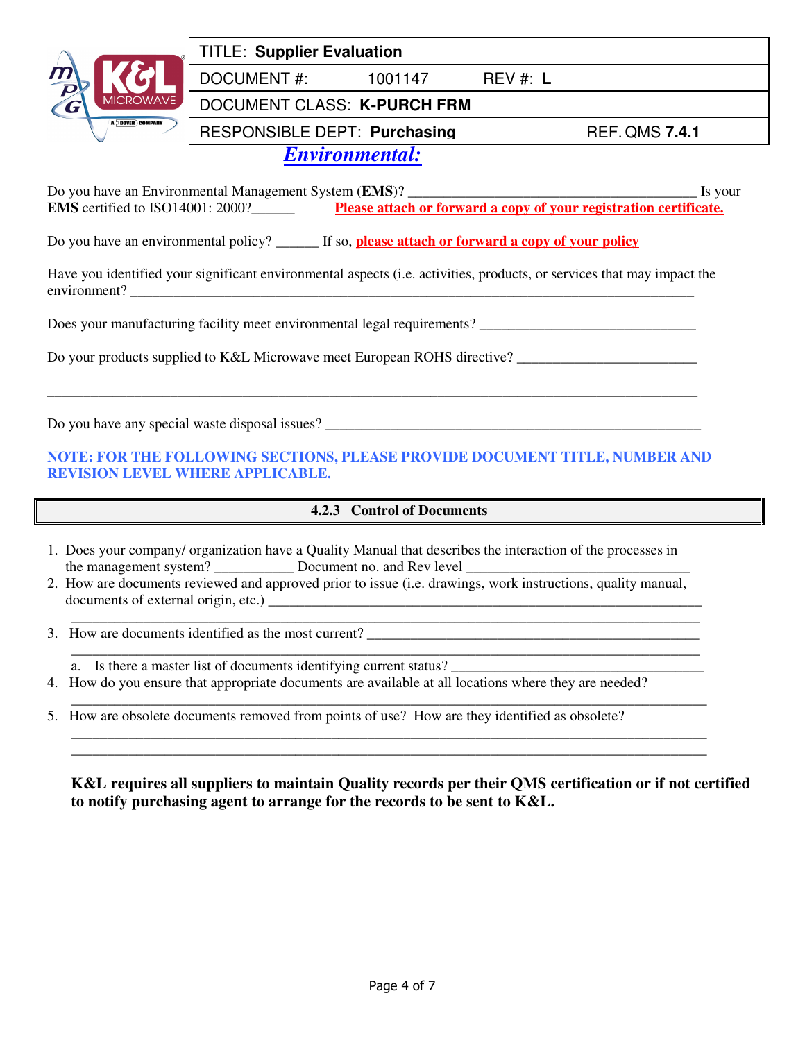| TITLE: **Supplier Evaluation** | | |
|---|---|---|
| DOCUMENT #: 1001147 | REV #: **L** | |
| DOCUMENT CLASS: **K-PURCH FRM** | | |
| RESPONSIBLE DEPT: **Purchasing** | | REF. QMS **7.4.1** |

## ***Environmental:***

Do you have an Environmental Management System (**EMS**)? ________________________________________ Is your **EMS** certified to ISO14001: 2000?______ **Please attach or forward a copy of your registration certificate.**

Do you have an environmental policy? ______ If so, **please attach or forward a copy of your policy**

Have you identified your significant environmental aspects (i.e. activities, products, or services that may impact the environment? ________________________________________________________________________________

Does your manufacturing facility meet environmental legal requirements? ______________________________

Do your products supplied to K&L Microwave meet European ROHS directive? _________________________

_____________________________________________________________________________________________

Do you have any special waste disposal issues? _____________________________________________________

**NOTE: FOR THE FOLLOWING SECTIONS, PLEASE PROVIDE DOCUMENT TITLE, NUMBER AND REVISION LEVEL WHERE APPLICABLE.**

### 4.2.3 Control of Documents

1. Does your company/ organization have a Quality Manual that describes the interaction of the processes in the management system? ___________ Document no. and Rev level ______________________________
2. How are documents reviewed and approved prior to issue (i.e. drawings, work instructions, quality manual, documents of external origin, etc.) ____________________________________________________________
   ________________________________________________________________________________
3. How are documents identified as the most current? ______________________________________________
   ________________________________________________________________________________
   a. Is there a master list of documents identifying current status? ________________________________
4. How do you ensure that appropriate documents are available at all locations where they are needed?
   ________________________________________________________________________________
5. How are obsolete documents removed from points of use? How are they identified as obsolete?
   ________________________________________________________________________________
   ________________________________________________________________________________

**K&L requires all suppliers to maintain Quality records per their QMS certification or if not certified to notify purchasing agent to arrange for the records to be sent to K&L.**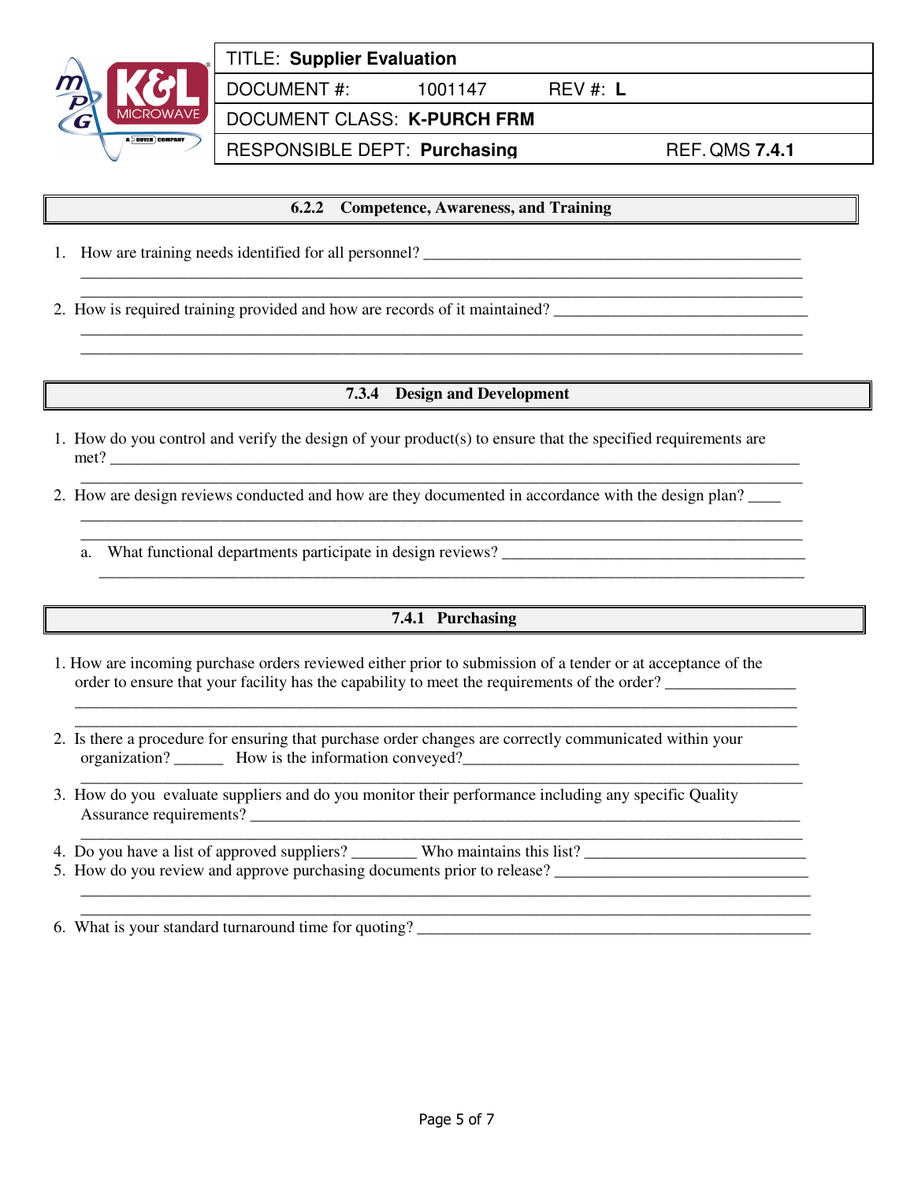| TITLE: **Supplier Evaluation** | |
|---|---|
| DOCUMENT #: 1001147 | REV #: **L** |
| DOCUMENT CLASS: **K-PURCH FRM** | |
| RESPONSIBLE DEPT: **Purchasing** | REF. QMS **7.4.1** |

## 6.2.2 Competence, Awareness, and Training

1. How are training needs identified for all personnel? ______________________________________________
_____________________________________________________________________________________________
_____________________________________________________________________________________________

2. How is required training provided and how are records of it maintained? ______________________________
_____________________________________________________________________________________________
_____________________________________________________________________________________________

## 7.3.4 Design and Development

1. How do you control and verify the design of your product(s) to ensure that the specified requirements are met? ______________________________________________________________________________________
_____________________________________________________________________________________________

2. How are design reviews conducted and how are they documented in accordance with the design plan? ____
_____________________________________________________________________________________________
_____________________________________________________________________________________________

   a. What functional departments participate in design reviews? _____________________________________
   _____________________________________________________________________________________________

## 7.4.1 Purchasing

1. How are incoming purchase orders reviewed either prior to submission of a tender or at acceptance of the order to ensure that your facility has the capability to meet the requirements of the order? _______________
_____________________________________________________________________________________________
_____________________________________________________________________________________________

2. Is there a procedure for ensuring that purchase order changes are correctly communicated within your organization? ______ How is the information conveyed?_________________________________________
_____________________________________________________________________________________________

3. How do you evaluate suppliers and do you monitor their performance including any specific Quality Assurance requirements? ________________________________________________________________________
_____________________________________________________________________________________________

4. Do you have a list of approved suppliers? ________ Who maintains this list? __________________________

5. How do you review and approve purchasing documents prior to release? ______________________________
_____________________________________________________________________________________________
_____________________________________________________________________________________________

6. What is your standard turnaround time for quoting? _______________________________________________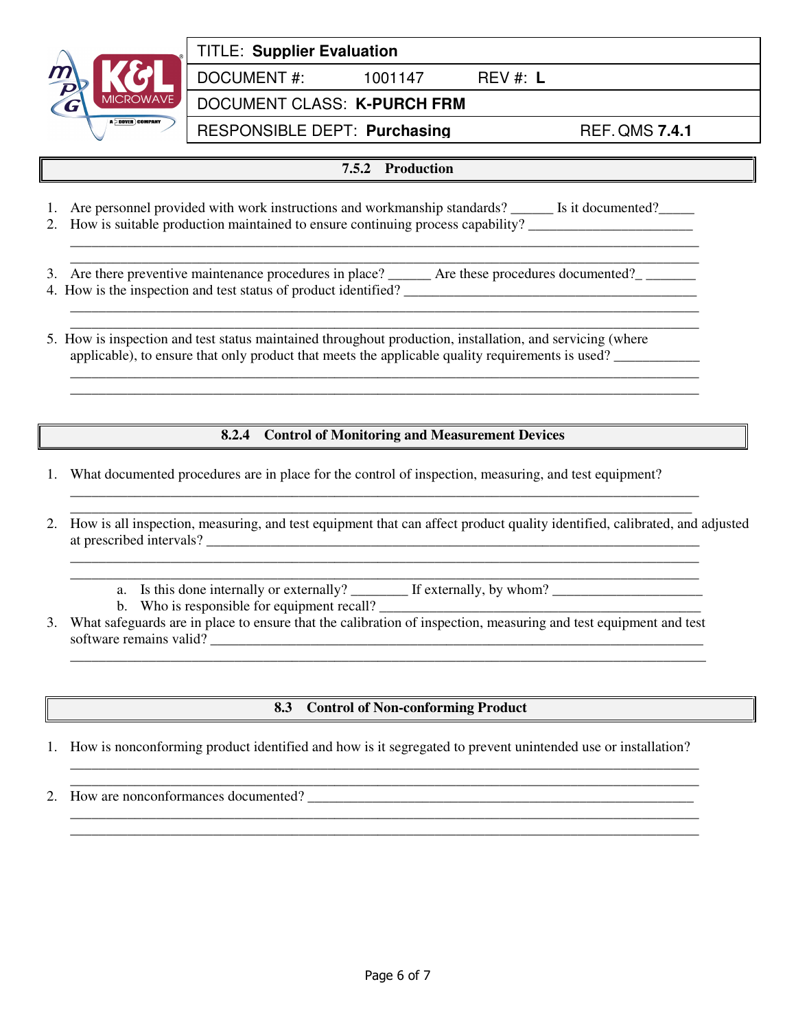| TITLE: **Supplier Evaluation** | |
|---|---|
| DOCUMENT #: 1001147 | REV #: **L** |
| DOCUMENT CLASS: **K-PURCH FRM** | |
| RESPONSIBLE DEPT: **Purchasing** | REF. QMS **7.4.1** |

## 7.5.2 Production

1. Are personnel provided with work instructions and workmanship standards? ______ Is it documented?_____
2. How is suitable production maintained to ensure continuing process capability? _______________________
   _______________________________________________________________________________________
   _______________________________________________________________________________________
3. Are there preventive maintenance procedures in place? ______ Are these procedures documented?_ _______
4. How is the inspection and test status of product identified? __________________________________________
   _______________________________________________________________________________________
   _______________________________________________________________________________________
5. How is inspection and test status maintained throughout production, installation, and servicing (where applicable), to ensure that only product that meets the applicable quality requirements is used? ____________
   _______________________________________________________________________________________
   _______________________________________________________________________________________

## 8.2.4 Control of Monitoring and Measurement Devices

1. What documented procedures are in place for the control of inspection, measuring, and test equipment?
   _______________________________________________________________________________________
   _______________________________________________________________________________________
2. How is all inspection, measuring, and test equipment that can affect product quality identified, calibrated, and adjusted at prescribed intervals? ___________________________________________________________________________
   _______________________________________________________________________________________
   _______________________________________________________________________________________
   a. Is this done internally or externally? ________ If externally, by whom? _____________________
   b. Who is responsible for equipment recall? _____________________________________________
3. What safeguards are in place to ensure that the calibration of inspection, measuring and test equipment and test software remains valid? _________________________________________________________________________
   _______________________________________________________________________________________

## 8.3 Control of Non-conforming Product

1. How is nonconforming product identified and how is it segregated to prevent unintended use or installation?
   _______________________________________________________________________________________
   _______________________________________________________________________________________
2. How are nonconformances documented? ___________________________________________________________
   _______________________________________________________________________________________
   _______________________________________________________________________________________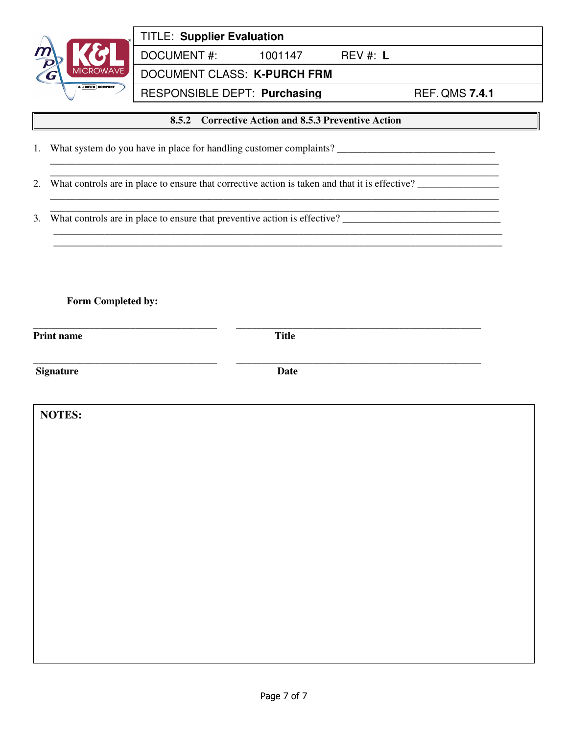| | | | |
|---|---|---|---|
| TITLE: **Supplier Evaluation** | | | |
| DOCUMENT #: | 1001147 | REV #: **L** | |
| DOCUMENT CLASS: **K-PURCH FRM** | | | |
| RESPONSIBLE DEPT: **Purchasing** | | | REF. QMS **7.4.1** |

## 8.5.2 Corrective Action and 8.5.3 Preventive Action

1. What system do you have in place for handling customer complaints? _______________________________
   ______________________________________________________________________________________________
   ______________________________________________________________________________________________
2. What controls are in place to ensure that corrective action is taken and that it is effective? _______________
   ______________________________________________________________________________________________
   ______________________________________________________________________________________________
3. What controls are in place to ensure that preventive action is effective? _______________________________
   ______________________________________________________________________________________________
   ______________________________________________________________________________________________

**Form Completed by:**

_____________________________________ _________________________________________________

**Print name** **Title**

_____________________________________ _________________________________________________

**Signature** **Date**

**NOTES:**